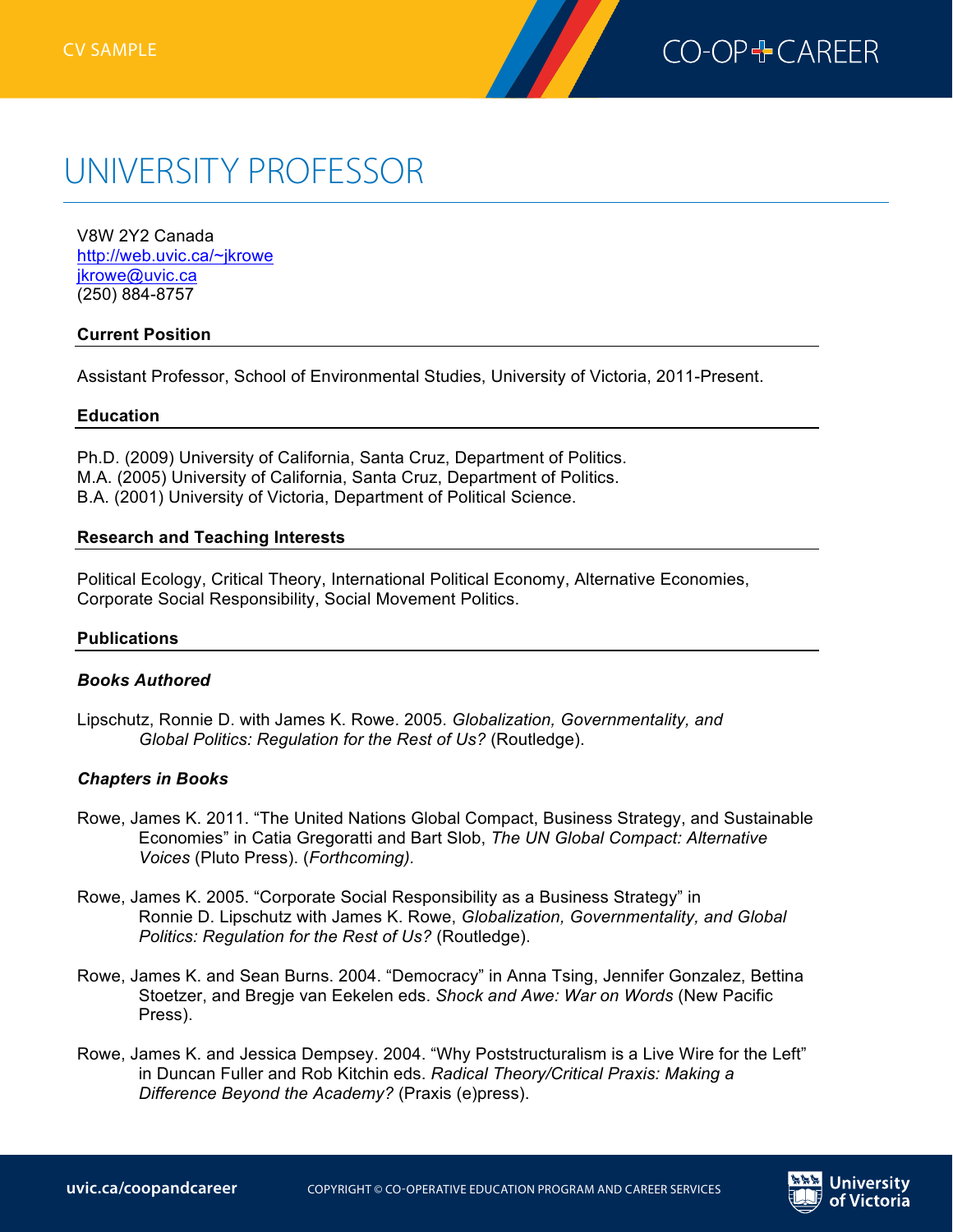CV SAMPLE

# UNIVERSITY PROFESSOR

V8W 2Y2 Canada
http://web.uvic.ca/~jkrowe
jkrowe@uvic.ca
(250) 884-8757

## Current Position

Assistant Professor, School of Environmental Studies, University of Victoria, 2011-Present.

## Education

Ph.D. (2009) University of California, Santa Cruz, Department of Politics.
M.A. (2005) University of California, Santa Cruz, Department of Politics.
B.A. (2001) University of Victoria, Department of Political Science.

## Research and Teaching Interests

Political Ecology, Critical Theory, International Political Economy, Alternative Economies, Corporate Social Responsibility, Social Movement Politics.

## Publications

### *Books Authored*

Lipschutz, Ronnie D. with James K. Rowe. 2005. *Globalization, Governmentality, and Global Politics: Regulation for the Rest of Us?* (Routledge).

### *Chapters in Books*

Rowe, James K. 2011. "The United Nations Global Compact, Business Strategy, and Sustainable Economies" in Catia Gregoratti and Bart Slob, *The UN Global Compact: Alternative Voices* (Pluto Press). (*Forthcoming).*

Rowe, James K. 2005. "Corporate Social Responsibility as a Business Strategy" in Ronnie D. Lipschutz with James K. Rowe, *Globalization, Governmentality, and Global Politics: Regulation for the Rest of Us?* (Routledge).

Rowe, James K. and Sean Burns. 2004. "Democracy" in Anna Tsing, Jennifer Gonzalez, Bettina Stoetzer, and Bregje van Eekelen eds. *Shock and Awe: War on Words* (New Pacific Press).

Rowe, James K. and Jessica Dempsey. 2004. "Why Poststructuralism is a Live Wire for the Left" in Duncan Fuller and Rob Kitchin eds. *Radical Theory/Critical Praxis: Making a Difference Beyond the Academy?* (Praxis (e)press).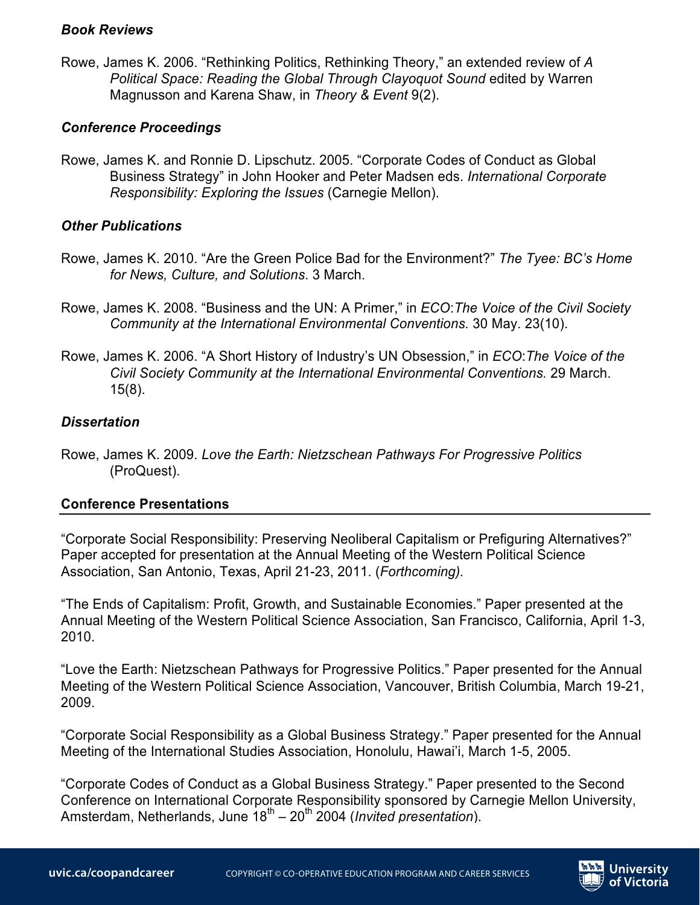### *Book Reviews*

Rowe, James K. 2006. "Rethinking Politics, Rethinking Theory," an extended review of *A Political Space: Reading the Global Through Clayoquot Sound* edited by Warren Magnusson and Karena Shaw, in *Theory & Event* 9(2).

### *Conference Proceedings*

Rowe, James K. and Ronnie D. Lipschutz. 2005. "Corporate Codes of Conduct as Global Business Strategy" in John Hooker and Peter Madsen eds. *International Corporate Responsibility: Exploring the Issues* (Carnegie Mellon).

### *Other Publications*

Rowe, James K. 2010. "Are the Green Police Bad for the Environment?" *The Tyee: BC's Home for News, Culture, and Solutions*. 3 March.

Rowe, James K. 2008. "Business and the UN: A Primer," in *ECO*:*The Voice of the Civil Society Community at the International Environmental Conventions.* 30 May. 23(10).

Rowe, James K. 2006. "A Short History of Industry's UN Obsession," in *ECO*:*The Voice of the Civil Society Community at the International Environmental Conventions.* 29 March. 15(8).

### *Dissertation*

Rowe, James K. 2009. *Love the Earth: Nietzschean Pathways For Progressive Politics* (ProQuest).

## **Conference Presentations**

"Corporate Social Responsibility: Preserving Neoliberal Capitalism or Prefiguring Alternatives?" Paper accepted for presentation at the Annual Meeting of the Western Political Science Association, San Antonio, Texas, April 21-23, 2011. (*Forthcoming).*

"The Ends of Capitalism: Profit, Growth, and Sustainable Economies." Paper presented at the Annual Meeting of the Western Political Science Association, San Francisco, California, April 1-3, 2010.

"Love the Earth: Nietzschean Pathways for Progressive Politics." Paper presented for the Annual Meeting of the Western Political Science Association, Vancouver, British Columbia, March 19-21, 2009.

"Corporate Social Responsibility as a Global Business Strategy." Paper presented for the Annual Meeting of the International Studies Association, Honolulu, Hawai'i, March 1-5, 2005.

"Corporate Codes of Conduct as a Global Business Strategy." Paper presented to the Second Conference on International Corporate Responsibility sponsored by Carnegie Mellon University, Amsterdam, Netherlands, June 18th – 20th 2004 (*Invited presentation*).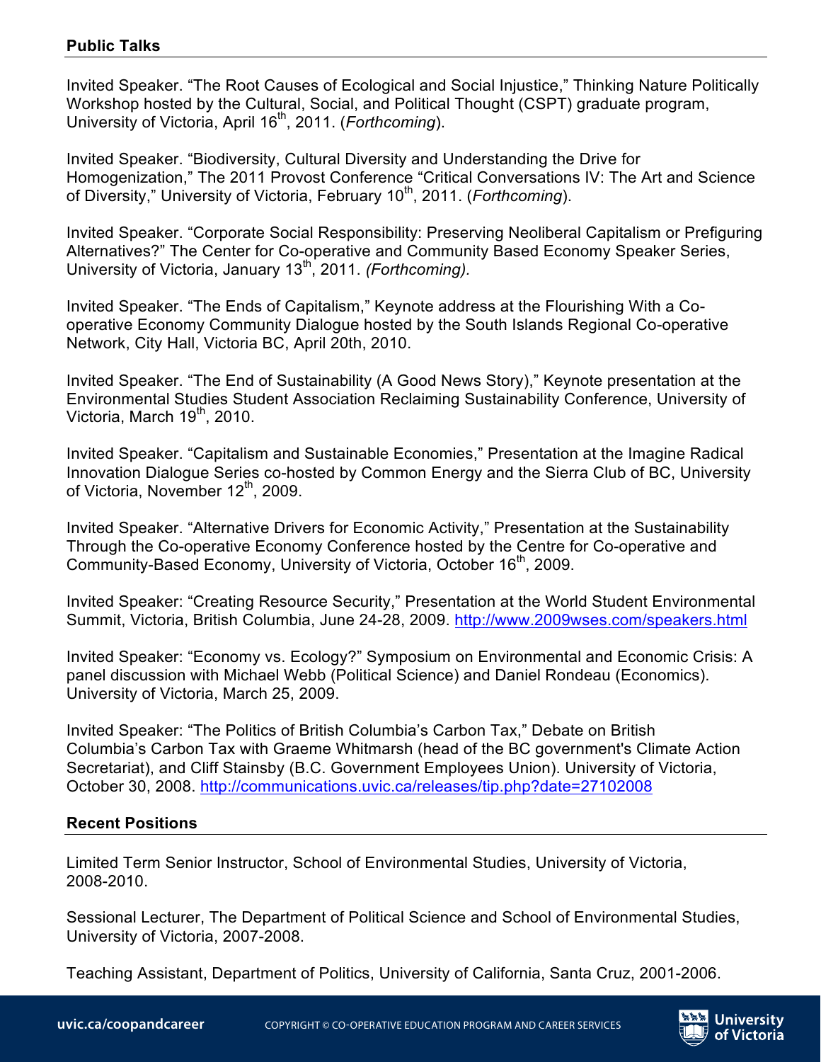## Public Talks

Invited Speaker. "The Root Causes of Ecological and Social Injustice," Thinking Nature Politically Workshop hosted by the Cultural, Social, and Political Thought (CSPT) graduate program, University of Victoria, April 16th, 2011. (*Forthcoming*).

Invited Speaker. "Biodiversity, Cultural Diversity and Understanding the Drive for Homogenization," The 2011 Provost Conference "Critical Conversations IV: The Art and Science of Diversity," University of Victoria, February 10th, 2011. (*Forthcoming*).

Invited Speaker. "Corporate Social Responsibility: Preserving Neoliberal Capitalism or Prefiguring Alternatives?" The Center for Co-operative and Community Based Economy Speaker Series, University of Victoria, January 13th, 2011. *(Forthcoming).*

Invited Speaker. "The Ends of Capitalism," Keynote address at the Flourishing With a Co-operative Economy Community Dialogue hosted by the South Islands Regional Co-operative Network, City Hall, Victoria BC, April 20th, 2010.

Invited Speaker. "The End of Sustainability (A Good News Story)," Keynote presentation at the Environmental Studies Student Association Reclaiming Sustainability Conference, University of Victoria, March 19th, 2010.

Invited Speaker. "Capitalism and Sustainable Economies," Presentation at the Imagine Radical Innovation Dialogue Series co-hosted by Common Energy and the Sierra Club of BC, University of Victoria, November 12th, 2009.

Invited Speaker. "Alternative Drivers for Economic Activity," Presentation at the Sustainability Through the Co-operative Economy Conference hosted by the Centre for Co-operative and Community-Based Economy, University of Victoria, October 16th, 2009.

Invited Speaker: "Creating Resource Security," Presentation at the World Student Environmental Summit, Victoria, British Columbia, June 24-28, 2009. http://www.2009wses.com/speakers.html

Invited Speaker: "Economy vs. Ecology?" Symposium on Environmental and Economic Crisis: A panel discussion with Michael Webb (Political Science) and Daniel Rondeau (Economics). University of Victoria, March 25, 2009.

Invited Speaker: "The Politics of British Columbia's Carbon Tax," Debate on British Columbia's Carbon Tax with Graeme Whitmarsh (head of the BC government's Climate Action Secretariat), and Cliff Stainsby (B.C. Government Employees Union). University of Victoria, October 30, 2008. http://communications.uvic.ca/releases/tip.php?date=27102008

## Recent Positions

Limited Term Senior Instructor, School of Environmental Studies, University of Victoria, 2008-2010.

Sessional Lecturer, The Department of Political Science and School of Environmental Studies, University of Victoria, 2007-2008.

Teaching Assistant, Department of Politics, University of California, Santa Cruz, 2001-2006.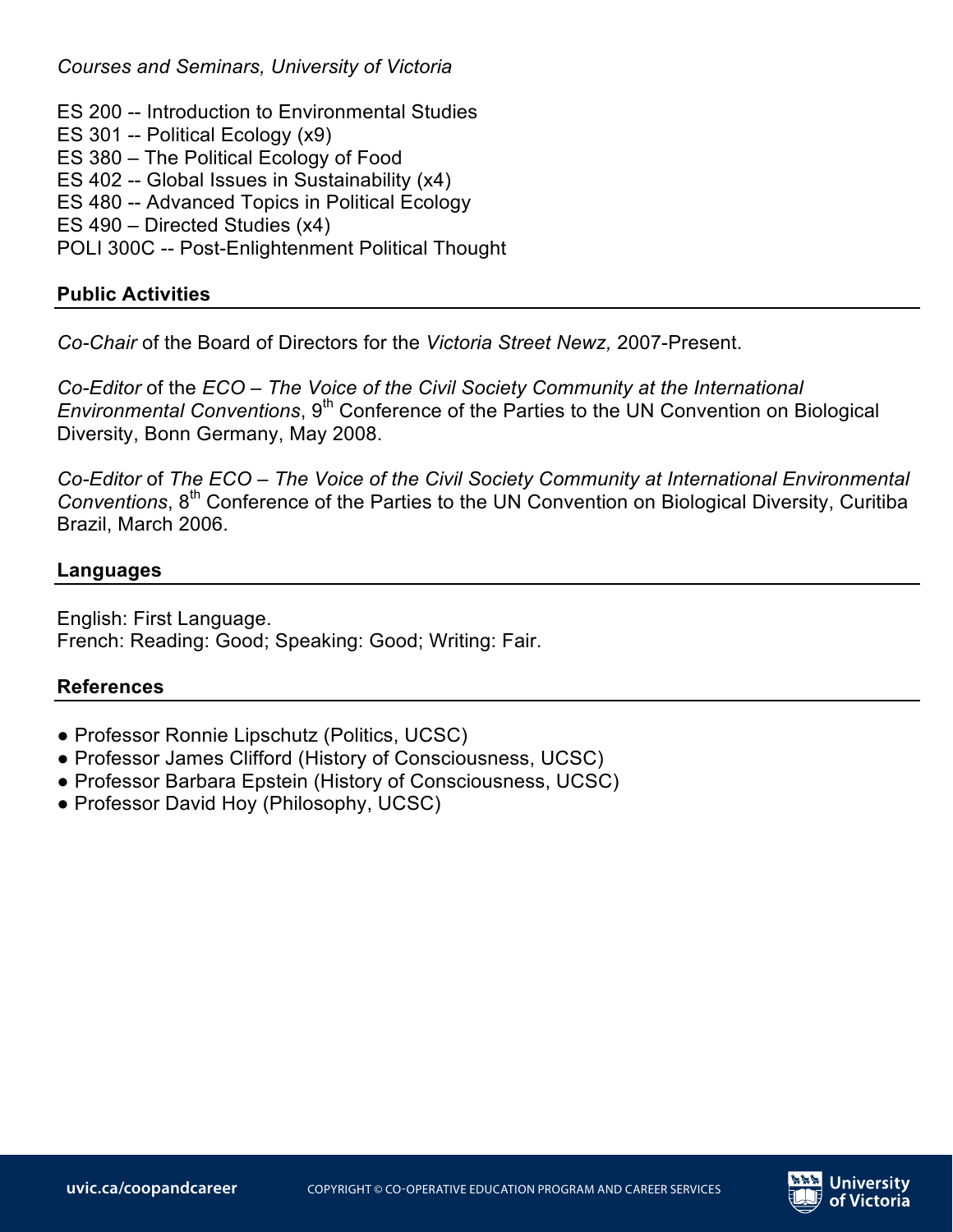*Courses and Seminars, University of Victoria*

ES 200 -- Introduction to Environmental Studies
ES 301 -- Political Ecology (x9)
ES 380 – The Political Ecology of Food
ES 402 -- Global Issues in Sustainability (x4)
ES 480 -- Advanced Topics in Political Ecology
ES 490 – Directed Studies (x4)
POLI 300C -- Post-Enlightenment Political Thought

## Public Activities

*Co-Chair* of the Board of Directors for the *Victoria Street Newz,* 2007-Present.

*Co-Editor* of the *ECO – The Voice of the Civil Society Community at the International Environmental Conventions*, 9th Conference of the Parties to the UN Convention on Biological Diversity, Bonn Germany, May 2008.

*Co-Editor* of *The ECO – The Voice of the Civil Society Community at International Environmental Conventions*, 8th Conference of the Parties to the UN Convention on Biological Diversity, Curitiba Brazil, March 2006.

## Languages

English: First Language.
French: Reading: Good; Speaking: Good; Writing: Fair.

## References

- Professor Ronnie Lipschutz (Politics, UCSC)
- Professor James Clifford (History of Consciousness, UCSC)
- Professor Barbara Epstein (History of Consciousness, UCSC)
- Professor David Hoy (Philosophy, UCSC)